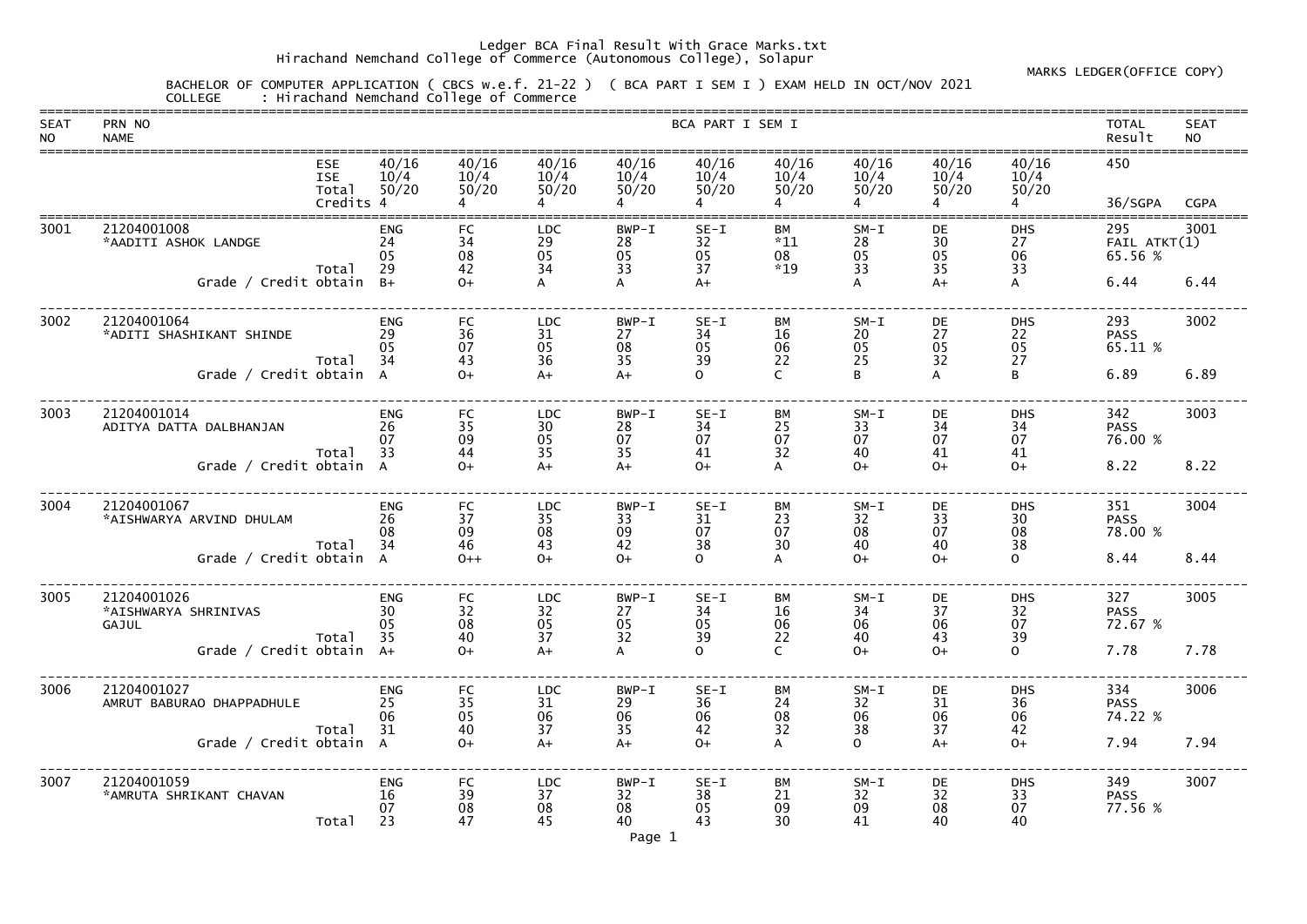Ledger BCA Final Result With Grace Marks.txt

Hirachand Nemchand College of Commerce (Autonomous College), Solapur

MARKS LEDGER(OFFICE COPY)

BACHELOR OF COMPUTER APPLICATION ( CBCS w.e.f. 21-22 ) ( BCA PART I SEM I ) EXAM HELD IN OCT/NOV 2021

COLLEGE : Hirachand Nemchand College of Commerce

| SEAT NO | PRN NO / NAME | | | | | | BCA PART I SEM I | | | | | TOTAL Result | SEAT NO |
|---|---|---|---|---|---|---|---|---|---|---|---|---|---|
| | | ESE | 40/16 | 40/16 | 40/16 | 40/16 | 40/16 | 40/16 | 40/16 | 40/16 | 40/16 | 450 | |
| | | ISE | 10/4 | 10/4 | 10/4 | 10/4 | 10/4 | 10/4 | 10/4 | 10/4 | 10/4 | | |
| | | Total | 50/20 | 50/20 | 50/20 | 50/20 | 50/20 | 50/20 | 50/20 | 50/20 | 50/20 | | |
| | | Credits | 4 | 4 | 4 | 4 | 4 | 4 | 4 | 4 | 4 | 36/SGPA | CGPA |
| 3001 | 21204001008 | | ENG | FC | LDC | BWP-I | SE-I | BM | SM-I | DE | DHS | 295 | 3001 |
| | *AADITI ASHOK LANDGE | | 24 | 34 | 29 | 28 | 32 | *11 | 28 | 30 | 27 | FAIL ATKT(1) | |
| | | | 05 | 08 | 05 | 05 | 05 | 08 | 05 | 05 | 06 | 65.56 % | |
| | | Total | 29 | 42 | 34 | 33 | 37 | *19 | 33 | 35 | 33 | | |
| | Grade / Credit obtain | | B+ | O+ | A | A | A+ | | A | A+ | A | 6.44 | 6.44 |
| 3002 | 21204001064 | | ENG | FC | LDC | BWP-I | SE-I | BM | SM-I | DE | DHS | 293 | 3002 |
| | *ADITI SHASHIKANT SHINDE | | 29 | 36 | 31 | 27 | 34 | 16 | 20 | 27 | 22 | PASS | |
| | | | 05 | 07 | 05 | 08 | 05 | 06 | 05 | 05 | 05 | 65.11 % | |
| | | Total | 34 | 43 | 36 | 35 | 39 | 22 | 25 | 32 | 27 | | |
| | Grade / Credit obtain | | A | O+ | A+ | A+ | O | C | B | A | B | 6.89 | 6.89 |
| 3003 | 21204001014 | | ENG | FC | LDC | BWP-I | SE-I | BM | SM-I | DE | DHS | 342 | 3003 |
| | ADITYA DATTA DALBHANJAN | | 26 | 35 | 30 | 28 | 34 | 25 | 33 | 34 | 34 | PASS | |
| | | | 07 | 09 | 05 | 07 | 07 | 07 | 07 | 07 | 07 | 76.00 % | |
| | | Total | 33 | 44 | 35 | 35 | 41 | 32 | 40 | 41 | 41 | | |
| | Grade / Credit obtain | | A | O+ | A+ | A+ | O+ | A | O+ | O+ | O+ | 8.22 | 8.22 |
| 3004 | 21204001067 | | ENG | FC | LDC | BWP-I | SE-I | BM | SM-I | DE | DHS | 351 | 3004 |
| | *AISHWARYA ARVIND DHULAM | | 26 | 37 | 35 | 33 | 31 | 23 | 32 | 33 | 30 | PASS | |
| | | | 08 | 09 | 08 | 09 | 07 | 07 | 08 | 07 | 08 | 78.00 % | |
| | | Total | 34 | 46 | 43 | 42 | 38 | 30 | 40 | 40 | 38 | | |
| | Grade / Credit obtain | | A | O++ | O+ | O+ | O | A | O+ | O+ | O | 8.44 | 8.44 |
| 3005 | 21204001026 | | ENG | FC | LDC | BWP-I | SE-I | BM | SM-I | DE | DHS | 327 | 3005 |
| | *AISHWARYA SHRINIVAS GAJUL | | 30 | 32 | 32 | 27 | 34 | 16 | 34 | 37 | 32 | PASS | |
| | | | 05 | 08 | 05 | 05 | 05 | 06 | 06 | 06 | 07 | 72.67 % | |
| | | Total | 35 | 40 | 37 | 32 | 39 | 22 | 40 | 43 | 39 | | |
| | Grade / Credit obtain | | A+ | O+ | A+ | A | O | C | O+ | O+ | O | 7.78 | 7.78 |
| 3006 | 21204001027 | | ENG | FC | LDC | BWP-I | SE-I | BM | SM-I | DE | DHS | 334 | 3006 |
| | AMRUT BABURAO DHAPPADHULE | | 25 | 35 | 31 | 29 | 36 | 24 | 32 | 31 | 36 | PASS | |
| | | | 06 | 05 | 06 | 06 | 06 | 08 | 06 | 06 | 06 | 74.22 % | |
| | | Total | 31 | 40 | 37 | 35 | 42 | 32 | 38 | 37 | 42 | | |
| | Grade / Credit obtain | | A | O+ | A+ | A+ | O+ | A | O | A+ | O+ | 7.94 | 7.94 |
| 3007 | 21204001059 | | ENG | FC | LDC | BWP-I | SE-I | BM | SM-I | DE | DHS | 349 | 3007 |
| | *AMRUTA SHRIKANT CHAVAN | | 16 | 39 | 37 | 32 | 38 | 21 | 32 | 32 | 33 | PASS | |
| | | | 07 | 08 | 08 | 08 | 05 | 09 | 09 | 08 | 07 | 77.56 % | |
| | | Total | 23 | 47 | 45 | 40 | 43 | 30 | 41 | 40 | 40 | | |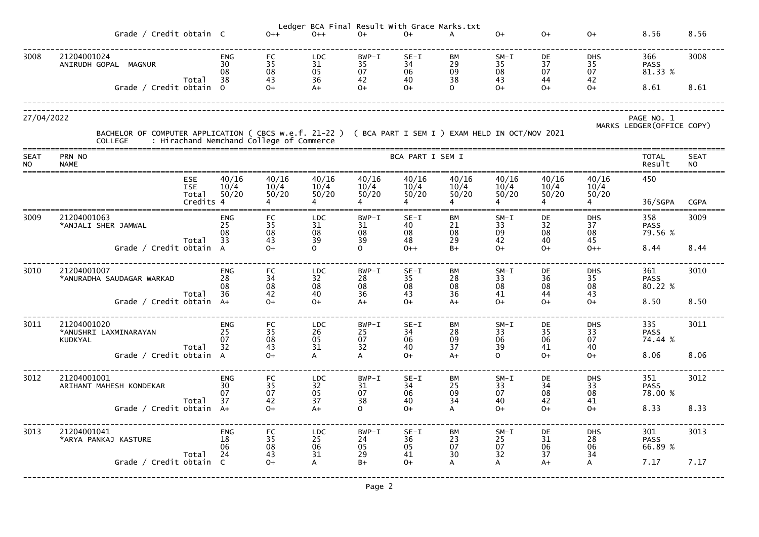| | | | | | | | | | | | | |
|---|---|---|---|---|---|---|---|---|---|---|---|---|
| | Grade / Credit obtain | C | O++ | O++ | O+ | O+ | A | O+ | O+ | O+ | 8.56 | 8.56 |

| SEAT NO | PRN NO / NAME | | | | | | | | | | | TOTAL / Result | SEAT NO |
|---|---|---|---|---|---|---|---|---|---|---|---|---|---|
| 3008 | 21204001024 ANIRUDH GOPAL MAGNUR | | ENG | FC | LDC | BWP-I | SE-I | BM | SM-I | DE | DHS | 366 | 3008 |
| | | | 30 | 35 | 31 | 35 | 34 | 29 | 35 | 37 | 35 | PASS | |
| | | | 08 | 08 | 05 | 07 | 06 | 09 | 08 | 07 | 07 | 81.33 % | |
| | | Total | 38 | 43 | 36 | 42 | 40 | 38 | 43 | 44 | 42 | | |
| | | Grade / Credit obtain | O | O+ | A+ | O+ | O+ | O | O+ | O+ | O+ | 8.61 | 8.61 |

27/04/2022

PAGE NO. 1

MARKS LEDGER(OFFICE COPY)

BACHELOR OF COMPUTER APPLICATION ( CBCS w.e.f. 21-22 ) ( BCA PART I SEM I ) EXAM HELD IN OCT/NOV 2021

COLLEGE : Hirachand Nemchand College of Commerce

| SEAT NO | PRN NO / NAME | | BCA PART I SEM I | | | | | | | | | TOTAL / Result | SEAT NO |
|---|---|---|---|---|---|---|---|---|---|---|---|---|---|
| | | ESE | 40/16 | 40/16 | 40/16 | 40/16 | 40/16 | 40/16 | 40/16 | 40/16 | 40/16 | 450 | |
| | | ISE | 10/4 | 10/4 | 10/4 | 10/4 | 10/4 | 10/4 | 10/4 | 10/4 | 10/4 | | |
| | | Total | 50/20 | 50/20 | 50/20 | 50/20 | 50/20 | 50/20 | 50/20 | 50/20 | 50/20 | | |
| | | Credits | 4 | 4 | 4 | 4 | 4 | 4 | 4 | 4 | 4 | 36/SGPA | CGPA |
| 3009 | 21204001063 *ANJALI SHER JAMWAL | | ENG | FC | LDC | BWP-I | SE-I | BM | SM-I | DE | DHS | 358 | 3009 |
| | | | 25 | 35 | 31 | 31 | 40 | 21 | 33 | 32 | 37 | PASS | |
| | | | 08 | 08 | 08 | 08 | 08 | 08 | 09 | 08 | 08 | 79.56 % | |
| | | Total | 33 | 43 | 39 | 39 | 48 | 29 | 42 | 40 | 45 | | |
| | | Grade / Credit obtain | A | O+ | O | O | O++ | B+ | O+ | O+ | O++ | 8.44 | 8.44 |
| 3010 | 21204001007 *ANURADHA SAUDAGAR WARKAD | | ENG | FC | LDC | BWP-I | SE-I | BM | SM-I | DE | DHS | 361 | 3010 |
| | | | 28 | 34 | 32 | 28 | 35 | 28 | 33 | 36 | 35 | PASS | |
| | | | 08 | 08 | 08 | 08 | 08 | 08 | 08 | 08 | 08 | 80.22 % | |
| | | Total | 36 | 42 | 40 | 36 | 43 | 36 | 41 | 44 | 43 | | |
| | | Grade / Credit obtain | A+ | O+ | O+ | A+ | O+ | A+ | O+ | O+ | O+ | 8.50 | 8.50 |
| 3011 | 21204001020 *ANUSHRI LAXMINARAYAN KUDKYAL | | ENG | FC | LDC | BWP-I | SE-I | BM | SM-I | DE | DHS | 335 | 3011 |
| | | | 25 | 35 | 26 | 25 | 34 | 28 | 33 | 35 | 33 | PASS | |
| | | | 07 | 08 | 05 | 07 | 06 | 09 | 06 | 06 | 07 | 74.44 % | |
| | | Total | 32 | 43 | 31 | 32 | 40 | 37 | 39 | 41 | 40 | | |
| | | Grade / Credit obtain | A | O+ | A | A | O+ | A+ | O | O+ | O+ | 8.06 | 8.06 |
| 3012 | 21204001001 ARIHANT MAHESH KONDEKAR | | ENG | FC | LDC | BWP-I | SE-I | BM | SM-I | DE | DHS | 351 | 3012 |
| | | | 30 | 35 | 32 | 31 | 34 | 25 | 33 | 34 | 33 | PASS | |
| | | | 07 | 07 | 05 | 07 | 06 | 09 | 07 | 08 | 08 | 78.00 % | |
| | | Total | 37 | 42 | 37 | 38 | 40 | 34 | 40 | 42 | 41 | | |
| | | Grade / Credit obtain | A+ | O+ | A+ | O | O+ | A | O+ | O+ | O+ | 8.33 | 8.33 |
| 3013 | 21204001041 *ARYA PANKAJ KASTURE | | ENG | FC | LDC | BWP-I | SE-I | BM | SM-I | DE | DHS | 301 | 3013 |
| | | | 18 | 35 | 25 | 24 | 36 | 23 | 25 | 31 | 28 | PASS | |
| | | | 06 | 08 | 06 | 05 | 05 | 07 | 07 | 06 | 06 | 66.89 % | |
| | | Total | 24 | 43 | 31 | 29 | 41 | 30 | 32 | 37 | 34 | | |
| | | Grade / Credit obtain | C | O+ | A | B+ | O+ | A | A | A+ | A | 7.17 | 7.17 |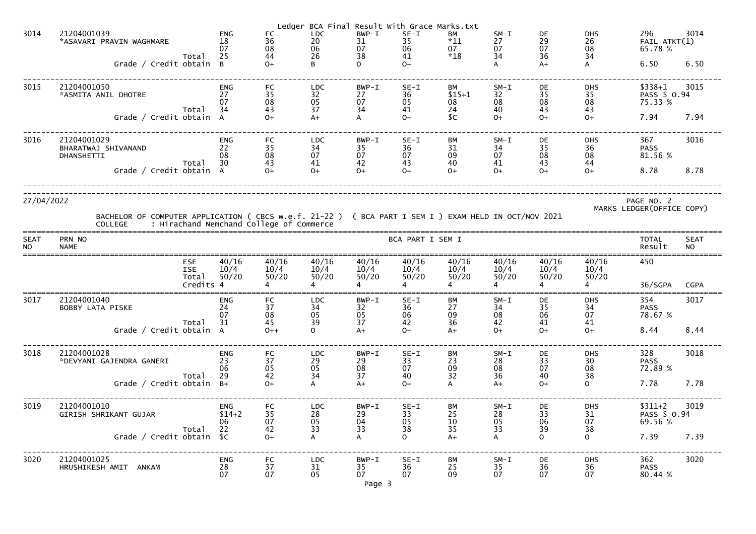| SEAT NO | PRN NO / NAME | | ENG | FC | LDC | BWP-I | SE-I | BM | SM-I | DE | DHS | TOTAL / Result | SEAT NO |
|---|---|---|---|---|---|---|---|---|---|---|---|---|---|
| 3014 | 21204001039 *ASAVARI PRAVIN WAGHMARE | | 18 | 36 | 20 | 31 | 35 | *11 | 27 | 29 | 26 | 296 FAIL ATKT(1) | 3014 |
| | | | 07 | 08 | 06 | 07 | 06 | 07 | 07 | 07 | 08 | 65.78 % | |
| | | Total | 25 | 44 | 26 | 38 | 41 | *18 | 34 | 36 | 34 | | |
| | | Grade / Credit obtain | B | O+ | B | O | O+ | | A | A+ | A | 6.50 | 6.50 |
| 3015 | 21204001050 *ASMITA ANIL DHOTRE | | 27 | 35 | 32 | 27 | 36 | $15+1 | 32 | 35 | 35 | $338+1 PASS $ O.94 | 3015 |
| | | | 07 | 08 | 05 | 07 | 05 | 08 | 08 | 08 | 08 | 75.33 % | |
| | | Total | 34 | 43 | 37 | 34 | 41 | 24 | 40 | 43 | 43 | | |
| | | Grade / Credit obtain | A | O+ | A+ | A | O+ | $C | O+ | O+ | O+ | 7.94 | 7.94 |
| 3016 | 21204001029 BHARATWAJ SHIVANAND DHANSHETTI | | 22 | 35 | 34 | 35 | 36 | 31 | 34 | 35 | 36 | 367 PASS | 3016 |
| | | | 08 | 08 | 07 | 07 | 07 | 09 | 07 | 08 | 08 | 81.56 % | |
| | | Total | 30 | 43 | 41 | 42 | 43 | 40 | 41 | 43 | 44 | | |
| | | Grade / Credit obtain | A | O+ | O+ | O+ | O+ | O+ | O+ | O+ | O+ | 8.78 | 8.78 |

27/04/2022

PAGE NO. 2

MARKS LEDGER(OFFICE COPY)

BACHELOR OF COMPUTER APPLICATION ( CBCS w.e.f. 21-22 ) ( BCA PART I SEM I ) EXAM HELD IN OCT/NOV 2021

COLLEGE : Hirachand Nemchand College of Commerce

| SEAT NO | PRN NO / NAME | | ENG | FC | LDC | BWP-I | SE-I | BM | SM-I | DE | DHS | TOTAL / Result | SEAT NO |
|---|---|---|---|---|---|---|---|---|---|---|---|---|---|
| | | ESE | 40/16 | 40/16 | 40/16 | 40/16 | 40/16 | 40/16 | 40/16 | 40/16 | 40/16 | 450 | |
| | | ISE | 10/4 | 10/4 | 10/4 | 10/4 | 10/4 | 10/4 | 10/4 | 10/4 | 10/4 | | |
| | | Total | 50/20 | 50/20 | 50/20 | 50/20 | 50/20 | 50/20 | 50/20 | 50/20 | 50/20 | | |
| | | Credits | 4 | 4 | 4 | 4 | 4 | 4 | 4 | 4 | 4 | 36/SGPA | CGPA |
| 3017 | 21204001040 BOBBY LATA PISKE | | 24 | 37 | 34 | 32 | 36 | 27 | 34 | 35 | 34 | 354 PASS | 3017 |
| | | | 07 | 08 | 05 | 05 | 06 | 09 | 08 | 06 | 07 | 78.67 % | |
| | | Total | 31 | 45 | 39 | 37 | 42 | 36 | 42 | 41 | 41 | | |
| | | Grade / Credit obtain | A | O++ | O | A+ | O+ | A+ | O+ | O+ | O+ | 8.44 | 8.44 |
| 3018 | 21204001028 *DEVYANI GAJENDRA GANERI | | 23 | 37 | 29 | 29 | 33 | 23 | 28 | 33 | 30 | 328 PASS | 3018 |
| | | | 06 | 05 | 05 | 08 | 07 | 09 | 08 | 07 | 08 | 72.89 % | |
| | | Total | 29 | 42 | 34 | 37 | 40 | 32 | 36 | 40 | 38 | | |
| | | Grade / Credit obtain | B+ | O+ | A | A+ | O+ | A | A+ | O+ | O | 7.78 | 7.78 |
| 3019 | 21204001010 GIRISH SHRIKANT GUJAR | | $14+2 | 35 | 28 | 29 | 33 | 25 | 28 | 33 | 31 | $311+2 PASS $ O.94 | 3019 |
| | | | 06 | 07 | 05 | 04 | 05 | 10 | 05 | 06 | 07 | 69.56 % | |
| | | Total | 22 | 42 | 33 | 33 | 38 | 35 | 33 | 39 | 38 | | |
| | | Grade / Credit obtain | $C | O+ | A | A | O | A+ | A | O | O | 7.39 | 7.39 |
| 3020 | 21204001025 HRUSHIKESH AMIT ANKAM | | 28 | 37 | 31 | 35 | 36 | 25 | 35 | 36 | 36 | 362 PASS | 3020 |
| | | | 07 | 07 | 05 | 07 | 07 | 09 | 07 | 07 | 07 | 80.44 % | |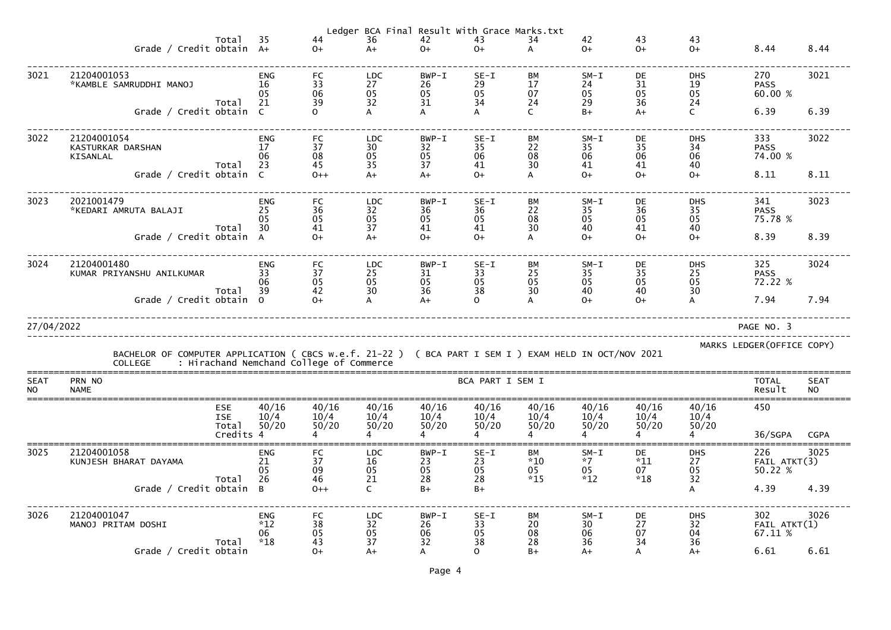| | | | | | | | | | | | | |
|---|---|---|---|---|---|---|---|---|---|---|---|---|
| | Total | 35 | 44 | 36 | 42 | 43 | 34 | 42 | 43 | 43 | | |
| | Grade / Credit obtain | A+ | O+ | A+ | O+ | O+ | A | O+ | O+ | O+ | 8.44 | 8.44 |
| 3021 | 21204001053<br>*KAMBLE SAMRUDDHI MANOJ | ENG | FC | LDC | BWP-I | SE-I | BM | SM-I | DE | DHS | 270 | 3021 |
| | | 16 | 33 | 27 | 26 | 29 | 17 | 24 | 31 | 19 | PASS | |
| | | 05 | 06 | 05 | 05 | 05 | 07 | 05 | 05 | 05 | 60.00 % | |
| | Total | 21 | 39 | 32 | 31 | 34 | 24 | 29 | 36 | 24 | | |
| | Grade / Credit obtain | C | O | A | A | A | C | B+ | A+ | C | 6.39 | 6.39 |
| 3022 | 21204001054<br>KASTURKAR DARSHAN<br>KISANLAL | ENG | FC | LDC | BWP-I | SE-I | BM | SM-I | DE | DHS | 333 | 3022 |
| | | 17 | 37 | 30 | 32 | 35 | 22 | 35 | 35 | 34 | PASS | |
| | | 06 | 08 | 05 | 05 | 06 | 08 | 06 | 06 | 06 | 74.00 % | |
| | Total | 23 | 45 | 35 | 37 | 41 | 30 | 41 | 41 | 40 | | |
| | Grade / Credit obtain | C | O++ | A+ | A+ | O+ | A | O+ | O+ | O+ | 8.11 | 8.11 |
| 3023 | 2021001479<br>*KEDARI AMRUTA BALAJI | ENG | FC | LDC | BWP-I | SE-I | BM | SM-I | DE | DHS | 341 | 3023 |
| | | 25 | 36 | 32 | 36 | 36 | 22 | 35 | 36 | 35 | PASS | |
| | | 05 | 05 | 05 | 05 | 05 | 08 | 05 | 05 | 05 | 75.78 % | |
| | Total | 30 | 41 | 37 | 41 | 41 | 30 | 40 | 41 | 40 | | |
| | Grade / Credit obtain | A | O+ | A+ | O+ | O+ | A | O+ | O+ | O+ | 8.39 | 8.39 |
| 3024 | 21204001480<br>KUMAR PRIYANSHU ANILKUMAR | ENG | FC | LDC | BWP-I | SE-I | BM | SM-I | DE | DHS | 325 | 3024 |
| | | 33 | 37 | 25 | 31 | 33 | 25 | 35 | 35 | 25 | PASS | |
| | | 06 | 05 | 05 | 05 | 05 | 05 | 05 | 05 | 05 | 72.22 % | |
| | Total | 39 | 42 | 30 | 36 | 38 | 30 | 40 | 40 | 30 | | |
| | Grade / Credit obtain | O | O+ | A | A+ | O | A | O+ | O+ | A | 7.94 | 7.94 |

27/04/2022 PAGE NO. 3

BACHELOR OF COMPUTER APPLICATION ( CBCS w.e.f. 21-22 ) ( BCA PART I SEM I ) EXAM HELD IN OCT/NOV 2021 MARKS LEDGER(OFFICE COPY)

COLLEGE : Hirachand Nemchand College of Commerce

| SEAT NO | PRN NO<br>NAME | | BCA PART I SEM I | | | | | | | | | TOTAL Result | SEAT NO |
|---|---|---|---|---|---|---|---|---|---|---|---|---|---|
| | | ESE | 40/16 | 40/16 | 40/16 | 40/16 | 40/16 | 40/16 | 40/16 | 40/16 | 40/16 | 450 | |
| | | ISE | 10/4 | 10/4 | 10/4 | 10/4 | 10/4 | 10/4 | 10/4 | 10/4 | 10/4 | | |
| | | Total | 50/20 | 50/20 | 50/20 | 50/20 | 50/20 | 50/20 | 50/20 | 50/20 | 50/20 | | |
| | | Credits | 4 | 4 | 4 | 4 | 4 | 4 | 4 | 4 | 4 | 36/SGPA | CGPA |
| 3025 | 21204001058<br>KUNJESH BHARAT DAYAMA | | ENG | FC | LDC | BWP-I | SE-I | BM | SM-I | DE | DHS | 226 | 3025 |
| | | | 21 | 37 | 16 | 23 | 23 | *10 | *7 | *11 | 27 | FAIL ATKT(3) | |
| | | | 05 | 09 | 05 | 05 | 05 | 05 | 05 | 07 | 05 | 50.22 % | |
| | | Total | 26 | 46 | 21 | 28 | 28 | *15 | *12 | *18 | 32 | | |
| | | Grade / Credit obtain | B | O++ | C | B+ | B+ | | | | A | 4.39 | 4.39 |
| 3026 | 21204001047<br>MANOJ PRITAM DOSHI | | ENG | FC | LDC | BWP-I | SE-I | BM | SM-I | DE | DHS | 302 | 3026 |
| | | | *12 | 38 | 32 | 26 | 33 | 20 | 30 | 27 | 32 | FAIL ATKT(1) | |
| | | | 06 | 05 | 05 | 06 | 05 | 08 | 06 | 07 | 04 | 67.11 % | |
| | | Total | *18 | 43 | 37 | 32 | 38 | 28 | 36 | 34 | 36 | | |
| | | Grade / Credit obtain | | O+ | A+ | A | O | B+ | A+ | A | A+ | 6.61 | 6.61 |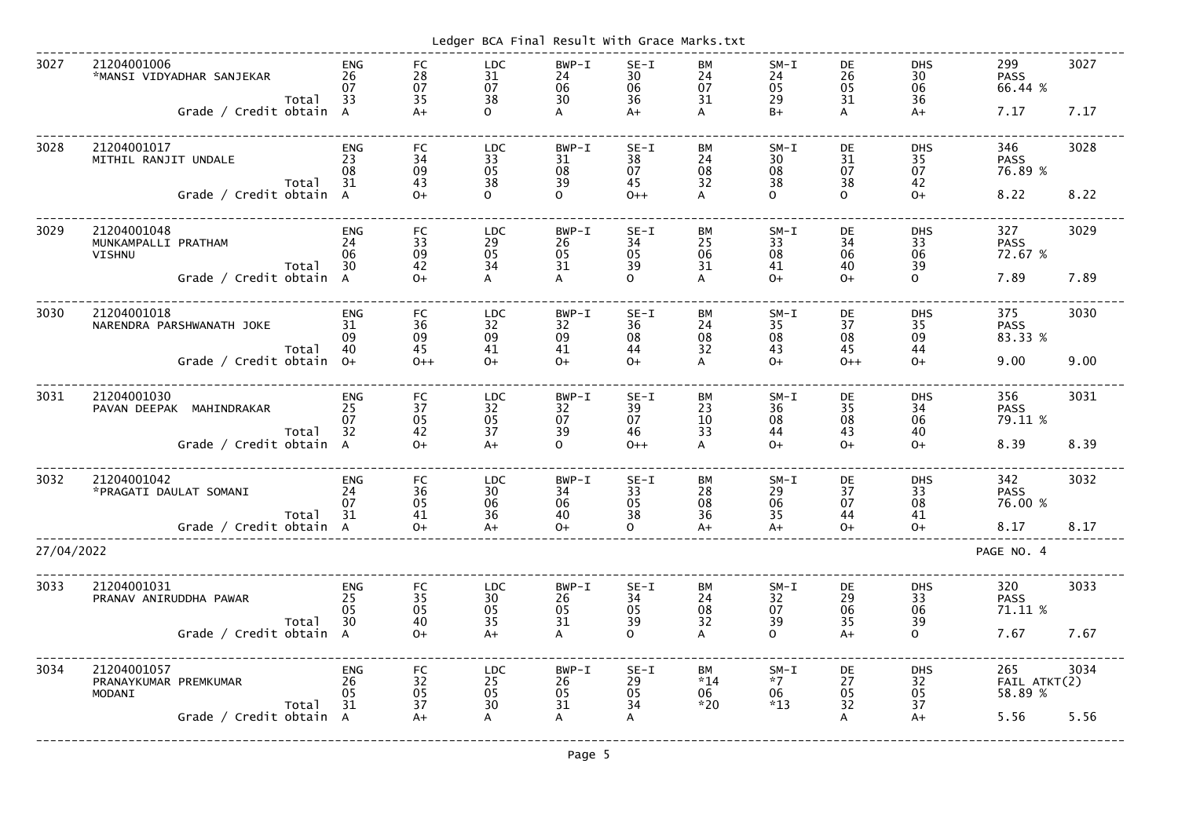| Seat No | PRN / Name | | ENG | FC | LDC | BWP-I | SE-I | BM | SM-I | DE | DHS | Result | |
|---|---|---|---|---|---|---|---|---|---|---|---|---|---|
| 3027 | 21204001006 *MANSI VIDYADHAR SANJEKAR | | 26 | 28 | 31 | 24 | 30 | 24 | 24 | 26 | 30 | 299 PASS 66.44 % | 3027 |
| | | | 07 | 07 | 07 | 06 | 06 | 07 | 05 | 05 | 06 | | |
| | | Total | 33 | 35 | 38 | 30 | 36 | 31 | 29 | 31 | 36 | | |
| | | Grade / Credit obtain | A | A+ | O | A | A+ | A | B+ | A | A+ | 7.17 | 7.17 |
| 3028 | 21204001017 MITHIL RANJIT UNDALE | | 23 | 34 | 33 | 31 | 38 | 24 | 30 | 31 | 35 | 346 PASS 76.89 % | 3028 |
| | | | 08 | 09 | 05 | 08 | 07 | 08 | 08 | 07 | 07 | | |
| | | Total | 31 | 43 | 38 | 39 | 45 | 32 | 38 | 38 | 42 | | |
| | | Grade / Credit obtain | A | O+ | O | O | O++ | A | O | O | O+ | 8.22 | 8.22 |
| 3029 | 21204001048 MUNKAMPALLI PRATHAM VISHNU | | 24 | 33 | 29 | 26 | 34 | 25 | 33 | 34 | 33 | 327 PASS 72.67 % | 3029 |
| | | | 06 | 09 | 05 | 05 | 05 | 06 | 08 | 06 | 06 | | |
| | | Total | 30 | 42 | 34 | 31 | 39 | 31 | 41 | 40 | 39 | | |
| | | Grade / Credit obtain | A | O+ | A | A | O | A | O+ | O+ | O | 7.89 | 7.89 |
| 3030 | 21204001018 NARENDRA PARSHWANATH JOKE | | 31 | 36 | 32 | 32 | 36 | 24 | 35 | 37 | 35 | 375 PASS 83.33 % | 3030 |
| | | | 09 | 09 | 09 | 09 | 08 | 08 | 08 | 08 | 09 | | |
| | | Total | 40 | 45 | 41 | 41 | 44 | 32 | 43 | 45 | 44 | | |
| | | Grade / Credit obtain | O+ | O++ | O+ | O+ | O+ | A | O+ | O++ | O+ | 9.00 | 9.00 |
| 3031 | 21204001030 PAVAN DEEPAK MAHINDRAKAR | | 25 | 37 | 32 | 32 | 39 | 23 | 36 | 35 | 34 | 356 PASS 79.11 % | 3031 |
| | | | 07 | 05 | 05 | 07 | 07 | 10 | 08 | 08 | 06 | | |
| | | Total | 32 | 42 | 37 | 39 | 46 | 33 | 44 | 43 | 40 | | |
| | | Grade / Credit obtain | A | O+ | A+ | O | O++ | A | O+ | O+ | O+ | 8.39 | 8.39 |
| 3032 | 21204001042 *PRAGATI DAULAT SOMANI | | 24 | 36 | 30 | 34 | 33 | 28 | 29 | 37 | 33 | 342 PASS 76.00 % | 3032 |
| | | | 07 | 05 | 06 | 06 | 05 | 08 | 06 | 07 | 08 | | |
| | | Total | 31 | 41 | 36 | 40 | 38 | 36 | 35 | 44 | 41 | | |
| | | Grade / Credit obtain | A | O+ | A+ | O+ | O | A+ | A+ | O+ | O+ | 8.17 | 8.17 |

27/04/2022 PAGE NO. 4

| Seat No | PRN / Name | | ENG | FC | LDC | BWP-I | SE-I | BM | SM-I | DE | DHS | Result | |
|---|---|---|---|---|---|---|---|---|---|---|---|---|---|
| 3033 | 21204001031 PRANAV ANIRUDDHA PAWAR | | 25 | 35 | 30 | 26 | 34 | 24 | 32 | 29 | 33 | 320 PASS 71.11 % | 3033 |
| | | | 05 | 05 | 05 | 05 | 05 | 08 | 07 | 06 | 06 | | |
| | | Total | 30 | 40 | 35 | 31 | 39 | 32 | 39 | 35 | 39 | | |
| | | Grade / Credit obtain | A | O+ | A+ | A | O | A | O | A+ | O | 7.67 | 7.67 |
| 3034 | 21204001057 PRANAYKUMAR PREMKUMAR MODANI | | 26 | 32 | 25 | 26 | 29 | *14 | *7 | 27 | 32 | 265 FAIL ATKT(2) 58.89 % | 3034 |
| | | | 05 | 05 | 05 | 05 | 05 | 06 | 06 | 05 | 05 | | |
| | | Total | 31 | 37 | 30 | 31 | 34 | *20 | *13 | 32 | 37 | | |
| | | Grade / Credit obtain | A | A+ | A | A | A | | | A | A+ | 5.56 | 5.56 |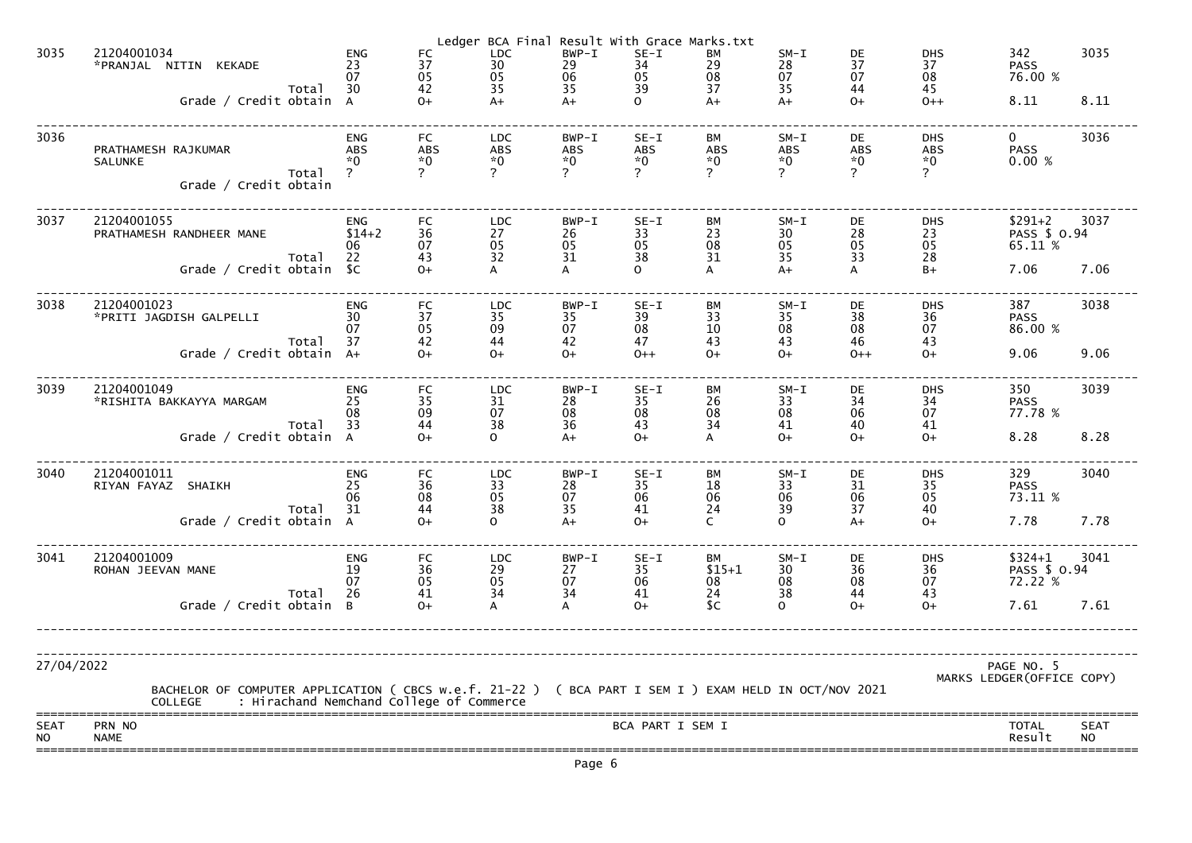| SEAT NO | PRN NO / NAME | | ENG | FC | LDC | BWP-I | SE-I | BM | SM-I | DE | DHS | TOTAL / Result | SEAT NO |
|---|---|---|---|---|---|---|---|---|---|---|---|---|---|
| 3035 | 21204001034 *PRANJAL NITIN KEKADE | | 23 | 37 | 30 | 29 | 34 | 29 | 28 | 37 | 37 | 342 | 3035 |
| | | | 07 | 05 | 05 | 06 | 05 | 08 | 07 | 07 | 08 | PASS | |
| | | Total | 30 | 42 | 35 | 35 | 39 | 37 | 35 | 44 | 45 | 76.00 % | |
| | | Grade / Credit obtain | A | O+ | A+ | A+ | O | A+ | A+ | O+ | O++ | 8.11 | 8.11 |
| 3036 | PRATHAMESH RAJKUMAR SALUNKE | | ABS | ABS | ABS | ABS | ABS | ABS | ABS | ABS | ABS | 0 | 3036 |
| | | | *0 | *0 | *0 | *0 | *0 | *0 | *0 | *0 | *0 | PASS | |
| | | Total | ? | ? | ? | ? | ? | ? | ? | ? | ? | 0.00 % | |
| | | Grade / Credit obtain | | | | | | | | | | | |
| 3037 | 21204001055 PRATHAMESH RANDHEER MANE | | $14+2 | 36 | 27 | 26 | 33 | 23 | 30 | 28 | 23 | $291+2 | 3037 |
| | | | 06 | 07 | 05 | 05 | 05 | 08 | 05 | 05 | 05 | PASS $ O.94 | |
| | | Total | 22 | 43 | 32 | 31 | 38 | 31 | 35 | 33 | 28 | 65.11 % | |
| | | Grade / Credit obtain | $C | O+ | A | A | O | A | A+ | A | B+ | 7.06 | 7.06 |
| 3038 | 21204001023 *PRITI JAGDISH GALPELLI | | 30 | 37 | 35 | 35 | 39 | 33 | 35 | 38 | 36 | 387 | 3038 |
| | | | 07 | 05 | 09 | 07 | 08 | 10 | 08 | 08 | 07 | PASS | |
| | | Total | 37 | 42 | 44 | 42 | 47 | 43 | 43 | 46 | 43 | 86.00 % | |
| | | Grade / Credit obtain | A+ | O+ | O+ | O+ | O++ | O+ | O+ | O++ | O+ | 9.06 | 9.06 |
| 3039 | 21204001049 *RISHITA BAKKAYYA MARGAM | | 25 | 35 | 31 | 28 | 35 | 26 | 33 | 34 | 34 | 350 | 3039 |
| | | | 08 | 09 | 07 | 08 | 08 | 08 | 08 | 06 | 07 | PASS | |
| | | Total | 33 | 44 | 38 | 36 | 43 | 34 | 41 | 40 | 41 | 77.78 % | |
| | | Grade / Credit obtain | A | O+ | O | A+ | O+ | A | O+ | O+ | O+ | 8.28 | 8.28 |
| 3040 | 21204001011 RIYAN FAYAZ SHAIKH | | 25 | 36 | 33 | 28 | 35 | 18 | 33 | 31 | 35 | 329 | 3040 |
| | | | 06 | 08 | 05 | 07 | 06 | 06 | 06 | 06 | 05 | PASS | |
| | | Total | 31 | 44 | 38 | 35 | 41 | 24 | 39 | 37 | 40 | 73.11 % | |
| | | Grade / Credit obtain | A | O+ | O | A+ | O+ | C | O | A+ | O+ | 7.78 | 7.78 |
| 3041 | 21204001009 ROHAN JEEVAN MANE | | 19 | 36 | 29 | 27 | 35 | $15+1 | 30 | 36 | 36 | $324+1 | 3041 |
| | | | 07 | 05 | 05 | 07 | 06 | 08 | 08 | 08 | 07 | PASS $ O.94 | |
| | | Total | 26 | 41 | 34 | 34 | 41 | 24 | 38 | 44 | 43 | 72.22 % | |
| | | Grade / Credit obtain | B | O+ | A | A | O+ | $C | O | O+ | O+ | 7.61 | 7.61 |

27/04/2022

PAGE NO. 5
MARKS LEDGER(OFFICE COPY)

BACHELOR OF COMPUTER APPLICATION ( CBCS w.e.f. 21-22 ) ( BCA PART I SEM I ) EXAM HELD IN OCT/NOV 2021
COLLEGE : Hirachand Nemchand College of Commerce

| SEAT NO | PRN NO NAME | BCA PART I SEM I | TOTAL Result | SEAT NO |
|---|---|---|---|---|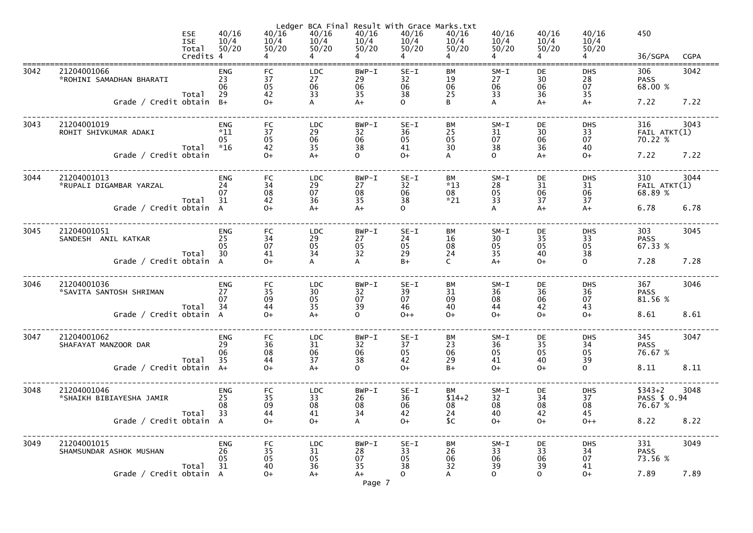Ledger BCA Final Result With Grace Marks.txt

| | | ESE<br>ISE<br>Total<br>Credits | 40/16<br>10/4<br>50/20<br>4 | 40/16<br>10/4<br>50/20<br>4 | 40/16<br>10/4<br>50/20<br>4 | 40/16<br>10/4<br>50/20<br>4 | 40/16<br>10/4<br>50/20<br>4 | 40/16<br>10/4<br>50/20<br>4 | 40/16<br>10/4<br>50/20<br>4 | 40/16<br>10/4<br>50/20<br>4 | 40/16<br>10/4<br>50/20<br>4 | 450<br><br>36/SGPA | CGPA |
|---|---|---|---|---|---|---|---|---|---|---|---|---|---|
| 3042 | 21204001066<br>*ROHINI SAMADHAN BHARATI | | ENG<br>23<br>06 | FC<br>37<br>05 | LDC<br>27<br>06 | BWP-I<br>29<br>06 | SE-I<br>32<br>06 | BM<br>19<br>06 | SM-I<br>27<br>06 | DE<br>30<br>06 | DHS<br>28<br>07 | 306<br>PASS<br>68.00 % | 3042 |
| | | Total | 29 | 42 | 33 | 35 | 38 | 25 | 33 | 36 | 35 | | |
| | Grade / Credit obtain | | B+ | O+ | A | A+ | O | B | A | A+ | A+ | 7.22 | 7.22 |
| 3043 | 21204001019<br>ROHIT SHIVKUMAR ADAKI | | ENG<br>*11<br>05 | FC<br>37<br>05 | LDC<br>29<br>06 | BWP-I<br>32<br>06 | SE-I<br>36<br>05 | BM<br>25<br>05 | SM-I<br>31<br>07 | DE<br>30<br>06 | DHS<br>33<br>07 | 316<br>FAIL ATKT(1)<br>70.22 % | 3043 |
| | | Total | *16 | 42 | 35 | 38 | 41 | 30 | 38 | 36 | 40 | | |
| | Grade / Credit obtain | | | O+ | A+ | O | O+ | A | O | A+ | O+ | 7.22 | 7.22 |
| 3044 | 21204001013<br>*RUPALI DIGAMBAR YARZAL | | ENG<br>24<br>07 | FC<br>34<br>08 | LDC<br>29<br>07 | BWP-I<br>27<br>08 | SE-I<br>32<br>06 | BM<br>*13<br>08 | SM-I<br>28<br>05 | DE<br>31<br>06 | DHS<br>31<br>06 | 310<br>FAIL ATKT(1)<br>68.89 % | 3044 |
| | | Total | 31 | 42 | 36 | 35 | 38 | *21 | 33 | 37 | 37 | | |
| | Grade / Credit obtain | | A | O+ | A+ | A+ | O | | A | A+ | A+ | 6.78 | 6.78 |
| 3045 | 21204001051<br>SANDESH ANIL KATKAR | | ENG<br>25<br>05 | FC<br>34<br>07 | LDC<br>29<br>05 | BWP-I<br>27<br>05 | SE-I<br>24<br>05 | BM<br>16<br>08 | SM-I<br>30<br>05 | DE<br>35<br>05 | DHS<br>33<br>05 | 303<br>PASS<br>67.33 % | 3045 |
| | | Total | 30 | 41 | 34 | 32 | 29 | 24 | 35 | 40 | 38 | | |
| | Grade / Credit obtain | | A | O+ | A | A | B+ | C | A+ | O+ | O | 7.28 | 7.28 |
| 3046 | 21204001036<br>*SAVITA SANTOSH SHRIMAN | | ENG<br>27<br>07 | FC<br>35<br>09 | LDC<br>30<br>05 | BWP-I<br>32<br>07 | SE-I<br>39<br>07 | BM<br>31<br>09 | SM-I<br>36<br>08 | DE<br>36<br>06 | DHS<br>36<br>07 | 367<br>PASS<br>81.56 % | 3046 |
| | | Total | 34 | 44 | 35 | 39 | 46 | 40 | 44 | 42 | 43 | | |
| | Grade / Credit obtain | | A | O+ | A+ | O | O++ | O+ | O+ | O+ | O+ | 8.61 | 8.61 |
| 3047 | 21204001062<br>SHAFAYAT MANZOOR DAR | | ENG<br>29<br>06 | FC<br>36<br>08 | LDC<br>31<br>06 | BWP-I<br>32<br>06 | SE-I<br>37<br>05 | BM<br>23<br>06 | SM-I<br>36<br>05 | DE<br>35<br>05 | DHS<br>34<br>05 | 345<br>PASS<br>76.67 % | 3047 |
| | | Total | 35 | 44 | 37 | 38 | 42 | 29 | 41 | 40 | 39 | | |
| | Grade / Credit obtain | | A+ | O+ | A+ | O | O+ | B+ | O+ | O+ | O | 8.11 | 8.11 |
| 3048 | 21204001046<br>*SHAIKH BIBIAYESHA JAMIR | | ENG<br>25<br>08 | FC<br>35<br>09 | LDC<br>33<br>08 | BWP-I<br>26<br>08 | SE-I<br>36<br>06 | BM<br>$14+2<br>08 | SM-I<br>32<br>08 | DE<br>34<br>08 | DHS<br>37<br>08 | $343+2<br>PASS $ O.94<br>76.67 % | 3048 |
| | | Total | 33 | 44 | 41 | 34 | 42 | 24 | 40 | 42 | 45 | | |
| | Grade / Credit obtain | | A | O+ | O+ | A | O+ | $C | O+ | O+ | O++ | 8.22 | 8.22 |
| 3049 | 21204001015<br>SHAMSUNDAR ASHOK MUSHAN | | ENG<br>26<br>05 | FC<br>35<br>05 | LDC<br>31<br>05 | BWP-I<br>28<br>07 | SE-I<br>33<br>05 | BM<br>26<br>06 | SM-I<br>33<br>06 | DE<br>33<br>06 | DHS<br>34<br>07 | 331<br>PASS<br>73.56 % | 3049 |
| | | Total | 31 | 40 | 36 | 35 | 38 | 32 | 39 | 39 | 41 | | |
| | Grade / Credit obtain | | A | O+ | A+ | A+ | O | A | O | O | O+ | 7.89 | 7.89 |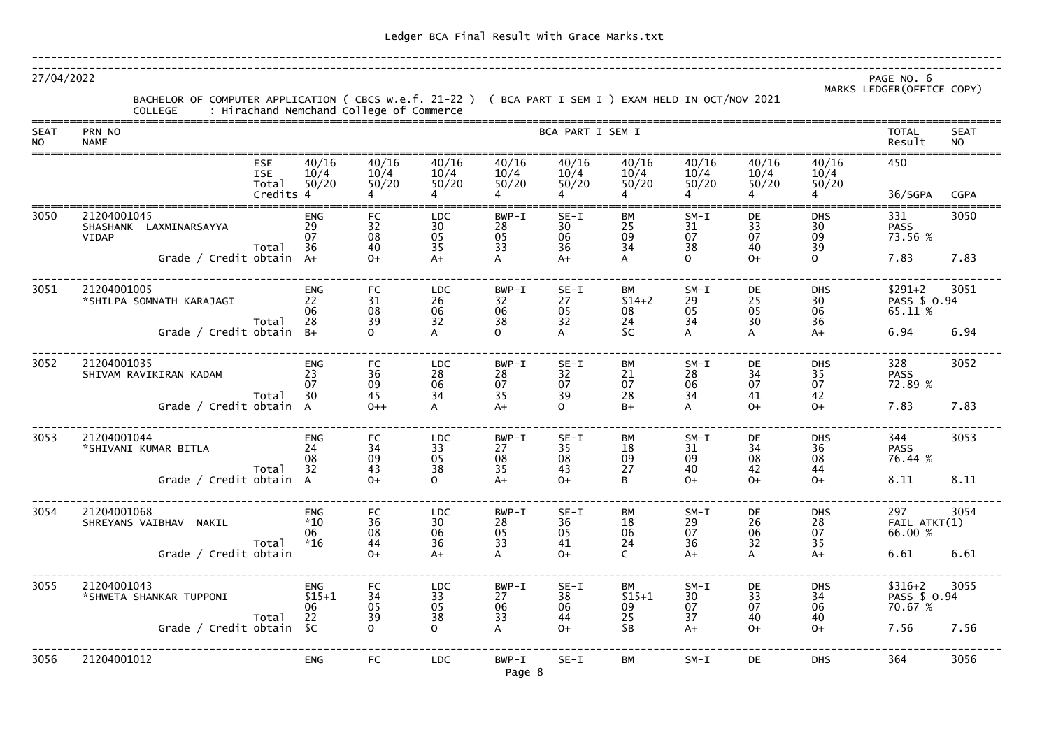27/04/2022

PAGE NO. 6
MARKS LEDGER(OFFICE COPY)

BACHELOR OF COMPUTER APPLICATION ( CBCS w.e.f. 21-22 ) ( BCA PART I SEM I ) EXAM HELD IN OCT/NOV 2021

COLLEGE : Hirachand Nemchand College of Commerce

| SEAT NO | PRN NO / NAME | | BCA PART I SEM I | | | | | | | | | TOTAL Result | SEAT NO |
|---|---|---|---|---|---|---|---|---|---|---|---|---|---|
| | | ESE | 40/16 | 40/16 | 40/16 | 40/16 | 40/16 | 40/16 | 40/16 | 40/16 | 40/16 | 450 | |
| | | ISE | 10/4 | 10/4 | 10/4 | 10/4 | 10/4 | 10/4 | 10/4 | 10/4 | 10/4 | | |
| | | Total | 50/20 | 50/20 | 50/20 | 50/20 | 50/20 | 50/20 | 50/20 | 50/20 | 50/20 | | |
| | | Credits | 4 | 4 | 4 | 4 | 4 | 4 | 4 | 4 | 4 | 36/SGPA | CGPA |
| 3050 | 21204001045 SHASHANK LAXMINARSAYYA VIDAP | | ENG | FC | LDC | BWP-I | SE-I | BM | SM-I | DE | DHS | 331 | 3050 |
| | | | 29 | 32 | 30 | 28 | 30 | 25 | 31 | 33 | 30 | PASS | |
| | | | 07 | 08 | 05 | 05 | 06 | 09 | 07 | 07 | 09 | 73.56 % | |
| | | Total | 36 | 40 | 35 | 33 | 36 | 34 | 38 | 40 | 39 | | |
| | | Grade / Credit obtain | A+ | O+ | A+ | A | A+ | A | O | O+ | O | 7.83 | 7.83 |
| 3051 | 21204001005 *SHILPA SOMNATH KARAJAGI | | ENG | FC | LDC | BWP-I | SE-I | BM | SM-I | DE | DHS | $291+2 | 3051 |
| | | | 22 | 31 | 26 | 32 | 27 | $14+2 | 29 | 25 | 30 | PASS $ 0.94 | |
| | | | 06 | 08 | 06 | 06 | 05 | 08 | 05 | 05 | 06 | 65.11 % | |
| | | Total | 28 | 39 | 32 | 38 | 32 | 24 | 34 | 30 | 36 | | |
| | | Grade / Credit obtain | B+ | O | A | O | A | $C | A | A | A+ | 6.94 | 6.94 |
| 3052 | 21204001035 SHIVAM RAVIKIRAN KADAM | | ENG | FC | LDC | BWP-I | SE-I | BM | SM-I | DE | DHS | 328 | 3052 |
| | | | 23 | 36 | 28 | 28 | 32 | 21 | 28 | 34 | 35 | PASS | |
| | | | 07 | 09 | 06 | 07 | 07 | 07 | 06 | 07 | 07 | 72.89 % | |
| | | Total | 30 | 45 | 34 | 35 | 39 | 28 | 34 | 41 | 42 | | |
| | | Grade / Credit obtain | A | O++ | A | A+ | O | B+ | A | O+ | O+ | 7.83 | 7.83 |
| 3053 | 21204001044 *SHIVANI KUMAR BITLA | | ENG | FC | LDC | BWP-I | SE-I | BM | SM-I | DE | DHS | 344 | 3053 |
| | | | 24 | 34 | 33 | 27 | 35 | 18 | 31 | 34 | 36 | PASS | |
| | | | 08 | 09 | 05 | 08 | 08 | 09 | 09 | 08 | 08 | 76.44 % | |
| | | Total | 32 | 43 | 38 | 35 | 43 | 27 | 40 | 42 | 44 | | |
| | | Grade / Credit obtain | A | O+ | O | A+ | O+ | B | O+ | O+ | O+ | 8.11 | 8.11 |
| 3054 | 21204001068 SHREYANS VAIBHAV NAKIL | | ENG | FC | LDC | BWP-I | SE-I | BM | SM-I | DE | DHS | 297 | 3054 |
| | | | *10 | 36 | 30 | 28 | 36 | 18 | 29 | 26 | 28 | FAIL ATKT(1) | |
| | | | 06 | 08 | 06 | 05 | 05 | 06 | 07 | 06 | 07 | 66.00 % | |
| | | Total | *16 | 44 | 36 | 33 | 41 | 24 | 36 | 32 | 35 | | |
| | | Grade / Credit obtain | | O+ | A+ | A | O+ | C | A+ | A | A+ | 6.61 | 6.61 |
| 3055 | 21204001043 *SHWETA SHANKAR TUPPONI | | ENG | FC | LDC | BWP-I | SE-I | BM | SM-I | DE | DHS | $316+2 | 3055 |
| | | | $15+1 | 34 | 33 | 27 | 38 | $15+1 | 30 | 33 | 34 | PASS $ 0.94 | |
| | | | 06 | 05 | 05 | 06 | 06 | 09 | 07 | 07 | 06 | 70.67 % | |
| | | Total | 22 | 39 | 38 | 33 | 44 | 25 | 37 | 40 | 40 | | |
| | | Grade / Credit obtain | $C | O | O | A | O+ | $B | A+ | O+ | O+ | 7.56 | 7.56 |
| 3056 | 21204001012 | | ENG | FC | LDC | BWP-I | SE-I | BM | SM-I | DE | DHS | 364 | 3056 |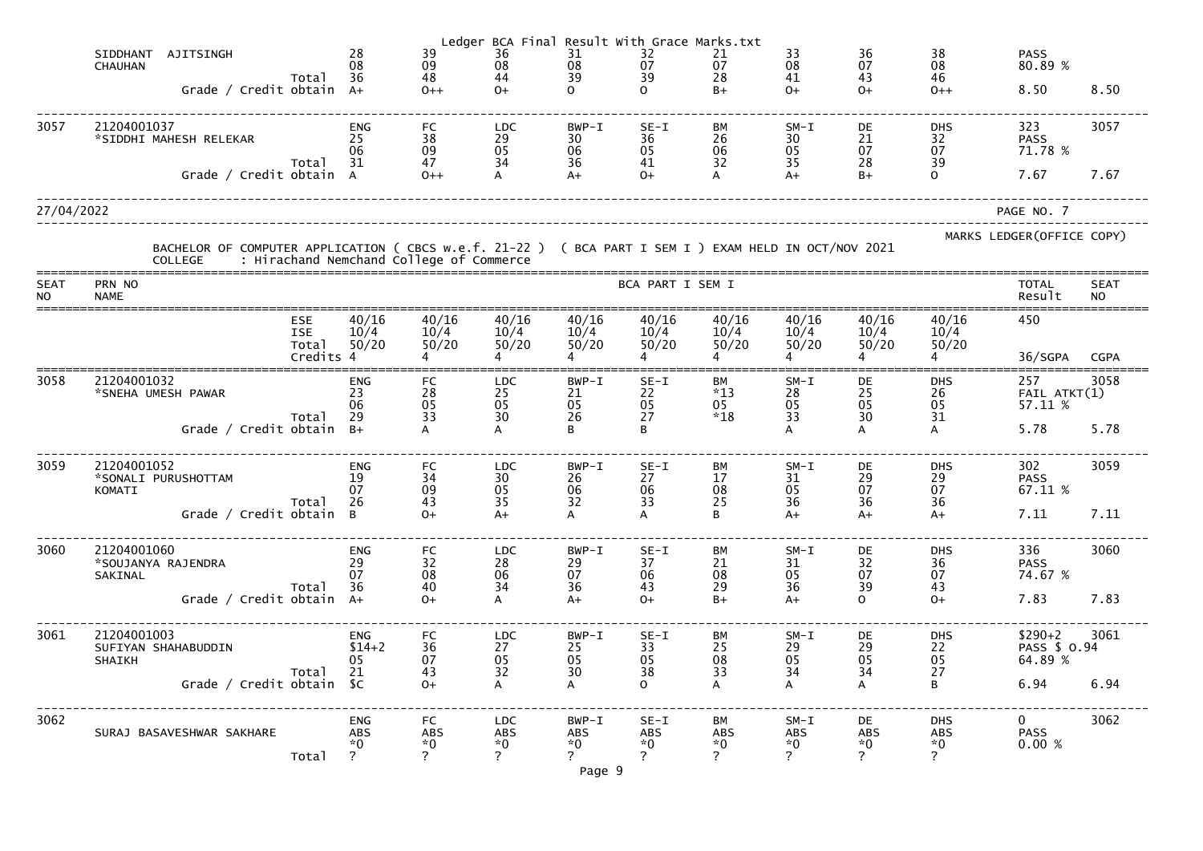| | | | | | | | | | | | | |
|---|---|---|---|---|---|---|---|---|---|---|---|---|
| | SIDDHANT AJITSINGH CHAUHAN | | 28<br>08 | 39<br>09 | 36<br>08 | 31<br>08 | 32<br>07 | 21<br>07 | 33<br>08 | 36<br>07 | 38<br>08 | PASS<br>80.89 % | |
| | | Total | 36 | 48 | 44 | 39 | 39 | 28 | 41 | 43 | 46 | | |
| | | Grade / Credit obtain | A+ | O++ | O+ | O | O | B+ | O+ | O+ | O++ | 8.50 | 8.50 |
| 3057 | 21204001037<br>*SIDDHI MAHESH RELEKAR | | ENG<br>25<br>06 | FC<br>38<br>09 | LDC<br>29<br>05 | BWP-I<br>30<br>06 | SE-I<br>36<br>05 | BM<br>26<br>06 | SM-I<br>30<br>05 | DE<br>21<br>07 | DHS<br>32<br>07 | 323<br>PASS<br>71.78 % | 3057 |
| | | Total | 31 | 47 | 34 | 36 | 41 | 32 | 35 | 28 | 39 | | |
| | | Grade / Credit obtain | A | O++ | A | A+ | O+ | A | A+ | B+ | O | 7.67 | 7.67 |

27/04/2022 PAGE NO. 7

MARKS LEDGER(OFFICE COPY)

BACHELOR OF COMPUTER APPLICATION ( CBCS w.e.f. 21-22 ) ( BCA PART I SEM I ) EXAM HELD IN OCT/NOV 2021

COLLEGE : Hirachand Nemchand College of Commerce

| SEAT NO | PRN NO / NAME | | BCA PART I SEM I | | | | | | | | | TOTAL Result | SEAT NO |
|---|---|---|---|---|---|---|---|---|---|---|---|---|---|
| | | ESE<br>ISE<br>Total<br>Credits | 40/16<br>10/4<br>50/20<br>4 | 40/16<br>10/4<br>50/20<br>4 | 40/16<br>10/4<br>50/20<br>4 | 40/16<br>10/4<br>50/20<br>4 | 40/16<br>10/4<br>50/20<br>4 | 40/16<br>10/4<br>50/20<br>4 | 40/16<br>10/4<br>50/20<br>4 | 40/16<br>10/4<br>50/20<br>4 | 40/16<br>10/4<br>50/20<br>4 | 450<br><br><br>36/SGPA | CGPA |
| 3058 | 21204001032<br>*SNEHA UMESH PAWAR | | ENG<br>23<br>06 | FC<br>28<br>05 | LDC<br>25<br>05 | BWP-I<br>21<br>05 | SE-I<br>22<br>05 | BM<br>*13<br>05 | SM-I<br>28<br>05 | DE<br>25<br>05 | DHS<br>26<br>05 | 257<br>FAIL ATKT(1)<br>57.11 % | 3058 |
| | | Total | 29 | 33 | 30 | 26 | 27 | *18 | 33 | 30 | 31 | | |
| | | Grade / Credit obtain | B+ | A | A | B | B | | A | A | A | 5.78 | 5.78 |
| 3059 | 21204001052<br>*SONALI PURUSHOTTAM KOMATI | | ENG<br>19<br>07 | FC<br>34<br>09 | LDC<br>30<br>05 | BWP-I<br>26<br>06 | SE-I<br>27<br>06 | BM<br>17<br>08 | SM-I<br>31<br>05 | DE<br>29<br>07 | DHS<br>29<br>07 | 302<br>PASS<br>67.11 % | 3059 |
| | | Total | 26 | 43 | 35 | 32 | 33 | 25 | 36 | 36 | 36 | | |
| | | Grade / Credit obtain | B | O+ | A+ | A | A | B | A+ | A+ | A+ | 7.11 | 7.11 |
| 3060 | 21204001060<br>*SOUJANYA RAJENDRA SAKINAL | | ENG<br>29<br>07 | FC<br>32<br>08 | LDC<br>28<br>06 | BWP-I<br>29<br>07 | SE-I<br>37<br>06 | BM<br>21<br>08 | SM-I<br>31<br>05 | DE<br>32<br>07 | DHS<br>36<br>07 | 336<br>PASS<br>74.67 % | 3060 |
| | | Total | 36 | 40 | 34 | 36 | 43 | 29 | 36 | 39 | 43 | | |
| | | Grade / Credit obtain | A+ | O+ | A | A+ | O+ | B+ | A+ | O | O+ | 7.83 | 7.83 |
| 3061 | 21204001003<br>SUFIYAN SHAHABUDDIN SHAIKH | | ENG<br>$14+2<br>05 | FC<br>36<br>07 | LDC<br>27<br>05 | BWP-I<br>25<br>05 | SE-I<br>33<br>05 | BM<br>25<br>08 | SM-I<br>29<br>05 | DE<br>29<br>05 | DHS<br>22<br>05 | $290+2<br>PASS $ O.94<br>64.89 % | 3061 |
| | | Total | 21 | 43 | 32 | 30 | 38 | 33 | 34 | 34 | 27 | | |
| | | Grade / Credit obtain | $C | O+ | A | A | O | A | A | A | B | 6.94 | 6.94 |
| 3062 | SURAJ BASAVESHWAR SAKHARE | | ENG<br>ABS<br>*0 | FC<br>ABS<br>*0 | LDC<br>ABS<br>*0 | BWP-I<br>ABS<br>*0 | SE-I<br>ABS<br>*0 | BM<br>ABS<br>*0 | SM-I<br>ABS<br>*0 | DE<br>ABS<br>*0 | DHS<br>ABS<br>*0 | 0<br>PASS<br>0.00 % | 3062 |
| | | Total | ? | ? | ? | ? | ? | ? | ? | ? | ? | | |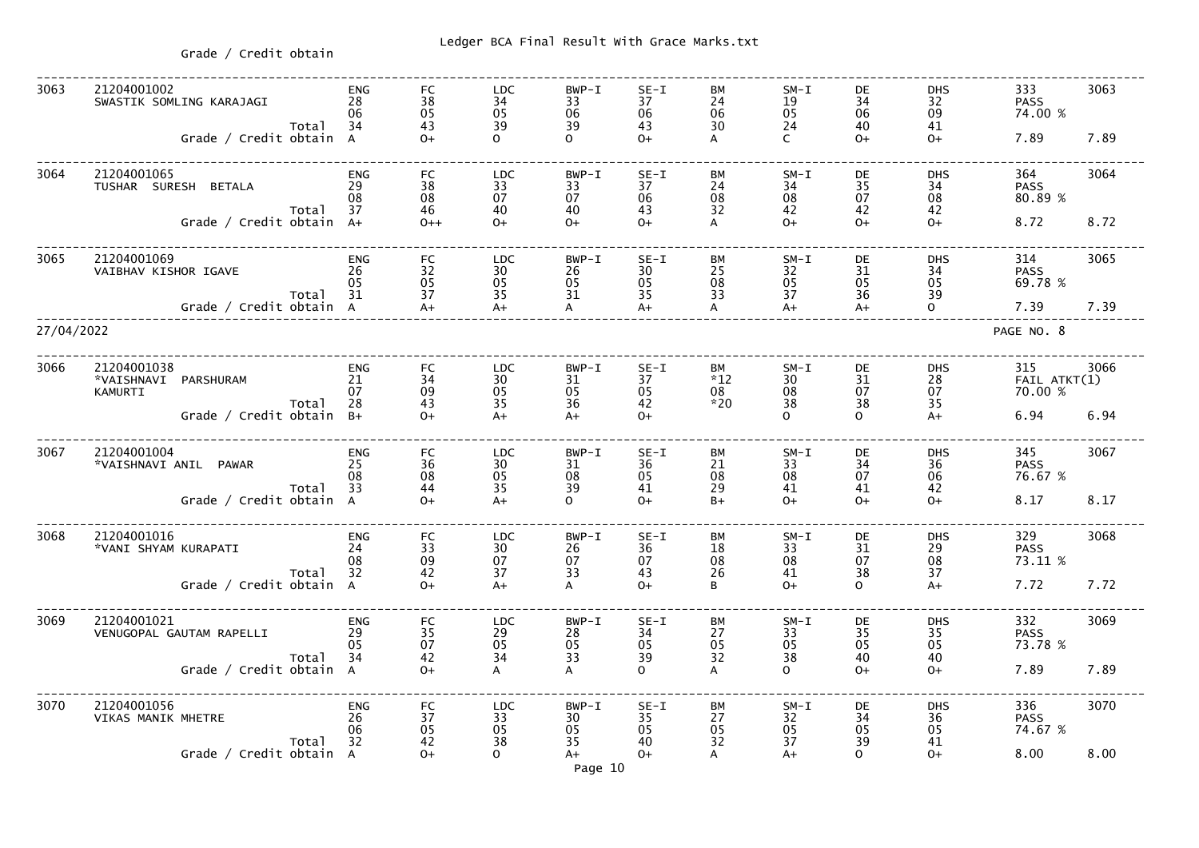Grade / Credit obtain

| Seat No. | PRN / Name | | ENG | FC | LDC | BWP-I | SE-I | BM | SM-I | DE | DHS | Result | |
|---|---|---|---|---|---|---|---|---|---|---|---|---|---|
| 3063 | 21204001002 SWASTIK SOMLING KARAJAGI | | 28 | 38 | 34 | 33 | 37 | 24 | 19 | 34 | 32 | 333 PASS | 3063 |
| | | | 06 | 05 | 05 | 06 | 06 | 06 | 05 | 06 | 09 | 74.00 % | |
| | | Total | 34 | 43 | 39 | 39 | 43 | 30 | 24 | 40 | 41 | | |
| | Grade / Credit obtain | | A | O+ | O | O | O+ | A | C | O+ | O+ | 7.89 | 7.89 |
| 3064 | 21204001065 TUSHAR SURESH BETALA | | 29 | 38 | 33 | 33 | 37 | 24 | 34 | 35 | 34 | 364 PASS | 3064 |
| | | | 08 | 08 | 07 | 07 | 06 | 08 | 08 | 07 | 08 | 80.89 % | |
| | | Total | 37 | 46 | 40 | 40 | 43 | 32 | 42 | 42 | 42 | | |
| | Grade / Credit obtain | | A+ | O++ | O+ | O+ | O+ | A | O+ | O+ | O+ | 8.72 | 8.72 |
| 3065 | 21204001069 VAIBHAV KISHOR IGAVE | | 26 | 32 | 30 | 26 | 30 | 25 | 32 | 31 | 34 | 314 PASS | 3065 |
| | | | 05 | 05 | 05 | 05 | 05 | 08 | 05 | 05 | 05 | 69.78 % | |
| | | Total | 31 | 37 | 35 | 31 | 35 | 33 | 37 | 36 | 39 | | |
| | Grade / Credit obtain | | A | A+ | A+ | A | A+ | A | A+ | A+ | O | 7.39 | 7.39 |

27/04/2022 PAGE NO. 8

| Seat No. | PRN / Name | | ENG | FC | LDC | BWP-I | SE-I | BM | SM-I | DE | DHS | Result | |
|---|---|---|---|---|---|---|---|---|---|---|---|---|---|
| 3066 | 21204001038 *VAISHNAVI PARSHURAM KAMURTI | | 21 | 34 | 30 | 31 | 37 | *12 | 30 | 31 | 28 | 315 FAIL ATKT(1) | 3066 |
| | | | 07 | 09 | 05 | 05 | 05 | 08 | 08 | 07 | 07 | 70.00 % | |
| | | Total | 28 | 43 | 35 | 36 | 42 | *20 | 38 | 38 | 35 | | |
| | Grade / Credit obtain | | B+ | O+ | A+ | A+ | O+ | | O | O | A+ | 6.94 | 6.94 |
| 3067 | 21204001004 *VAISHNAVI ANIL PAWAR | | 25 | 36 | 30 | 31 | 36 | 21 | 33 | 34 | 36 | 345 PASS | 3067 |
| | | | 08 | 08 | 05 | 08 | 05 | 08 | 08 | 07 | 06 | 76.67 % | |
| | | Total | 33 | 44 | 35 | 39 | 41 | 29 | 41 | 41 | 42 | | |
| | Grade / Credit obtain | | A | O+ | A+ | O | O+ | B+ | O+ | O+ | O+ | 8.17 | 8.17 |
| 3068 | 21204001016 *VANI SHYAM KURAPATI | | 24 | 33 | 30 | 26 | 36 | 18 | 33 | 31 | 29 | 329 PASS | 3068 |
| | | | 08 | 09 | 07 | 07 | 07 | 08 | 08 | 07 | 08 | 73.11 % | |
| | | Total | 32 | 42 | 37 | 33 | 43 | 26 | 41 | 38 | 37 | | |
| | Grade / Credit obtain | | A | O+ | A+ | A | O+ | B | O+ | O | A+ | 7.72 | 7.72 |
| 3069 | 21204001021 VENUGOPAL GAUTAM RAPELLI | | 29 | 35 | 29 | 28 | 34 | 27 | 33 | 35 | 35 | 332 PASS | 3069 |
| | | | 05 | 07 | 05 | 05 | 05 | 05 | 05 | 05 | 05 | 73.78 % | |
| | | Total | 34 | 42 | 34 | 33 | 39 | 32 | 38 | 40 | 40 | | |
| | Grade / Credit obtain | | A | O+ | A | A | O | A | O | O+ | O+ | 7.89 | 7.89 |
| 3070 | 21204001056 VIKAS MANIK MHETRE | | 26 | 37 | 33 | 30 | 35 | 27 | 32 | 34 | 36 | 336 PASS | 3070 |
| | | | 06 | 05 | 05 | 05 | 05 | 05 | 05 | 05 | 05 | 74.67 % | |
| | | Total | 32 | 42 | 38 | 35 | 40 | 32 | 37 | 39 | 41 | | |
| | Grade / Credit obtain | | A | O+ | O | A+ | O+ | A | A+ | O | O+ | 8.00 | 8.00 |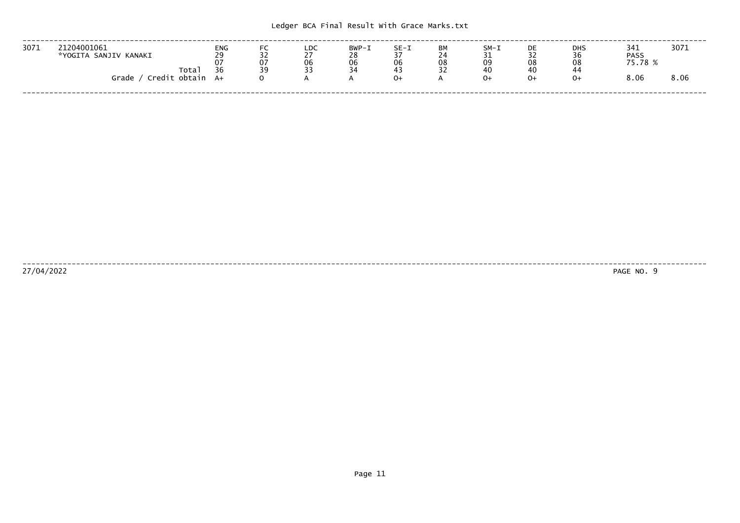| | | | | | | | | | | | | |
|---|---|---|---|---|---|---|---|---|---|---|---|---|
| 3071 | 21204001061<br>*YOGITA SANJIV KANAKI | ENG | FC | LDC | BWP-I | SE-I | BM | SM-I | DE | DHS | 341 | 3071 |
| | | 29 | 32 | 27 | 28 | 37 | 24 | 31 | 32 | 36 | PASS | |
| | | 07 | 07 | 06 | 06 | 06 | 08 | 09 | 08 | 08 | 75.78 % | |
| | Total | 36 | 39 | 33 | 34 | 43 | 32 | 40 | 40 | 44 | | |
| | Grade / Credit obtain | A+ | O | A | A | O+ | A | O+ | O+ | O+ | 8.06 | 8.06 |

27/04/2022

PAGE NO. 9